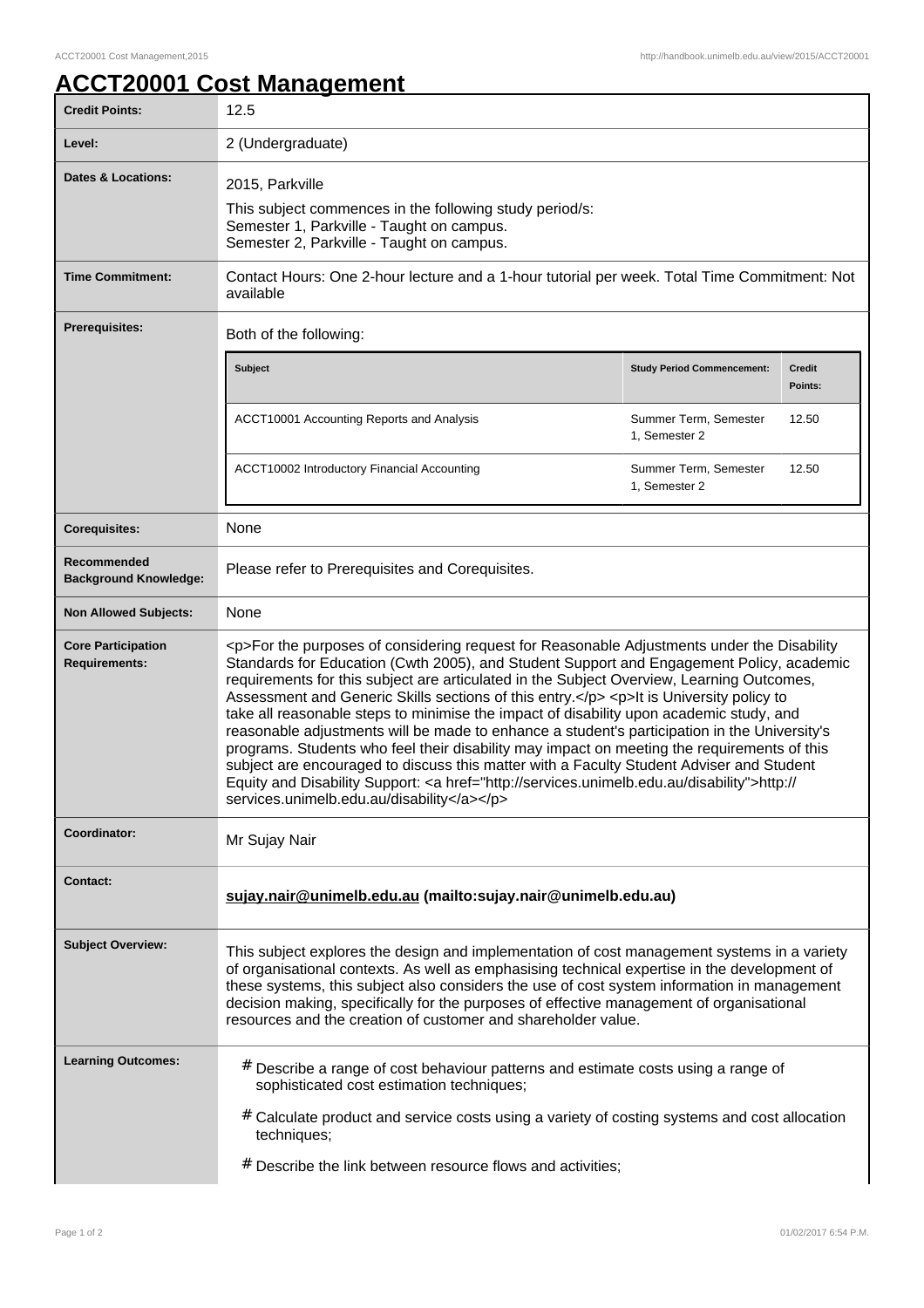# ACCT20001 Cost Management

| | |
|---|---|
| **Credit Points:** | 12.5 |
| **Level:** | 2 (Undergraduate) |
| **Dates & Locations:** | 2015, Parkville<br>This subject commences in the following study period/s:<br>Semester 1, Parkville - Taught on campus.<br>Semester 2, Parkville - Taught on campus. |
| **Time Commitment:** | Contact Hours: One 2-hour lecture and a 1-hour tutorial per week. Total Time Commitment: Not available |
| **Prerequisites:** | Both of the following:<br>**Subject** / **Study Period Commencement:** / **Credit Points:**<br>ACCT10001 Accounting Reports and Analysis / Summer Term, Semester 1, Semester 2 / 12.50<br>ACCT10002 Introductory Financial Accounting / Summer Term, Semester 1, Semester 2 / 12.50 |
| **Corequisites:** | None |
| **Recommended Background Knowledge:** | Please refer to Prerequisites and Corequisites. |
| **Non Allowed Subjects:** | None |
| **Core Participation Requirements:** | <p>For the purposes of considering request for Reasonable Adjustments under the Disability Standards for Education (Cwth 2005), and Student Support and Engagement Policy, academic requirements for this subject are articulated in the Subject Overview, Learning Outcomes, Assessment and Generic Skills sections of this entry.</p> <p>It is University policy to take all reasonable steps to minimise the impact of disability upon academic study, and reasonable adjustments will be made to enhance a student's participation in the University's programs. Students who feel their disability may impact on meeting the requirements of this subject are encouraged to discuss this matter with a Faculty Student Adviser and Student Equity and Disability Support: <a href="http://services.unimelb.edu.au/disability">http://services.unimelb.edu.au/disability</a></p> |
| **Coordinator:** | Mr Sujay Nair |
| **Contact:** | **sujay.nair@unimelb.edu.au (mailto:sujay.nair@unimelb.edu.au)** |
| **Subject Overview:** | This subject explores the design and implementation of cost management systems in a variety of organisational contexts. As well as emphasising technical expertise in the development of these systems, this subject also considers the use of cost system information in management decision making, specifically for the purposes of effective management of organisational resources and the creation of customer and shareholder value. |
| **Learning Outcomes:** | # Describe a range of cost behaviour patterns and estimate costs using a range of sophisticated cost estimation techniques;<br># Calculate product and service costs using a variety of costing systems and cost allocation techniques;<br># Describe the link between resource flows and activities; |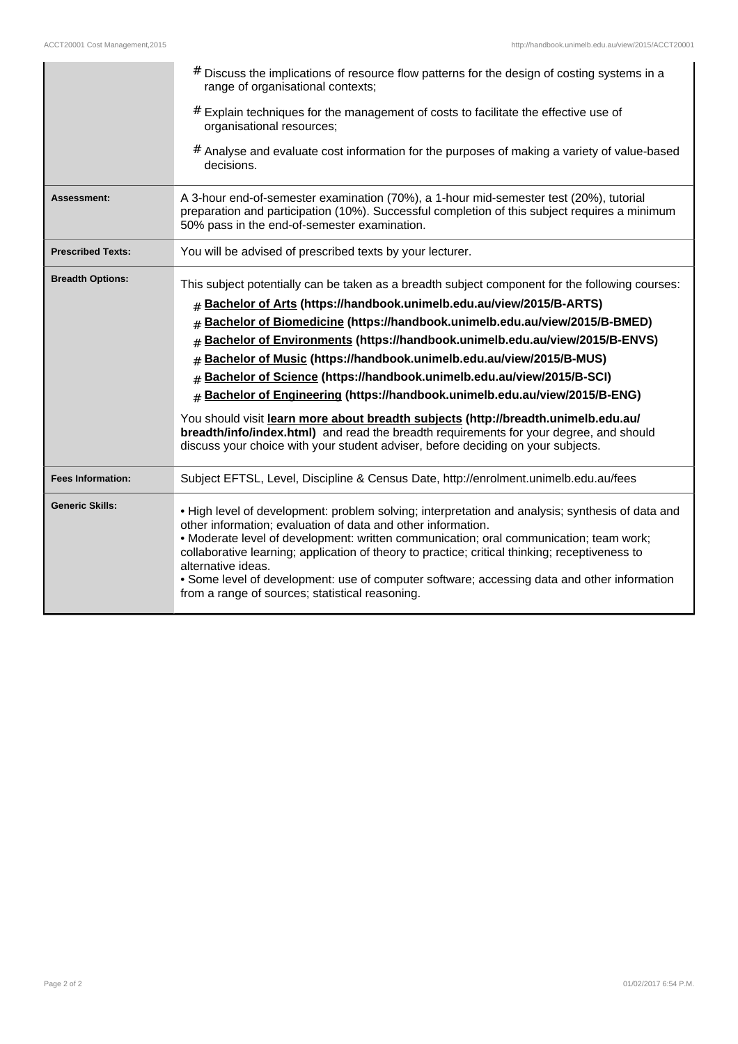| | |
|---|---|
| | # Discuss the implications of resource flow patterns for the design of costing systems in a range of organisational contexts;<br># Explain techniques for the management of costs to facilitate the effective use of organisational resources;<br># Analyse and evaluate cost information for the purposes of making a variety of value-based decisions. |
| **Assessment:** | A 3-hour end-of-semester examination (70%), a 1-hour mid-semester test (20%), tutorial preparation and participation (10%). Successful completion of this subject requires a minimum 50% pass in the end-of-semester examination. |
| **Prescribed Texts:** | You will be advised of prescribed texts by your lecturer. |
| **Breadth Options:** | This subject potentially can be taken as a breadth subject component for the following courses:<br># **Bachelor of Arts (https://handbook.unimelb.edu.au/view/2015/B-ARTS)**<br># **Bachelor of Biomedicine (https://handbook.unimelb.edu.au/view/2015/B-BMED)**<br># **Bachelor of Environments (https://handbook.unimelb.edu.au/view/2015/B-ENVS)**<br># **Bachelor of Music (https://handbook.unimelb.edu.au/view/2015/B-MUS)**<br># **Bachelor of Science (https://handbook.unimelb.edu.au/view/2015/B-SCI)**<br># **Bachelor of Engineering (https://handbook.unimelb.edu.au/view/2015/B-ENG)**<br>You should visit **learn more about breadth subjects (http://breadth.unimelb.edu.au/breadth/info/index.html)** and read the breadth requirements for your degree, and should discuss your choice with your student adviser, before deciding on your subjects. |
| **Fees Information:** | Subject EFTSL, Level, Discipline & Census Date, http://enrolment.unimelb.edu.au/fees |
| **Generic Skills:** | • High level of development: problem solving; interpretation and analysis; synthesis of data and other information; evaluation of data and other information.<br>• Moderate level of development: written communication; oral communication; team work; collaborative learning; application of theory to practice; critical thinking; receptiveness to alternative ideas.<br>• Some level of development: use of computer software; accessing data and other information from a range of sources; statistical reasoning. |